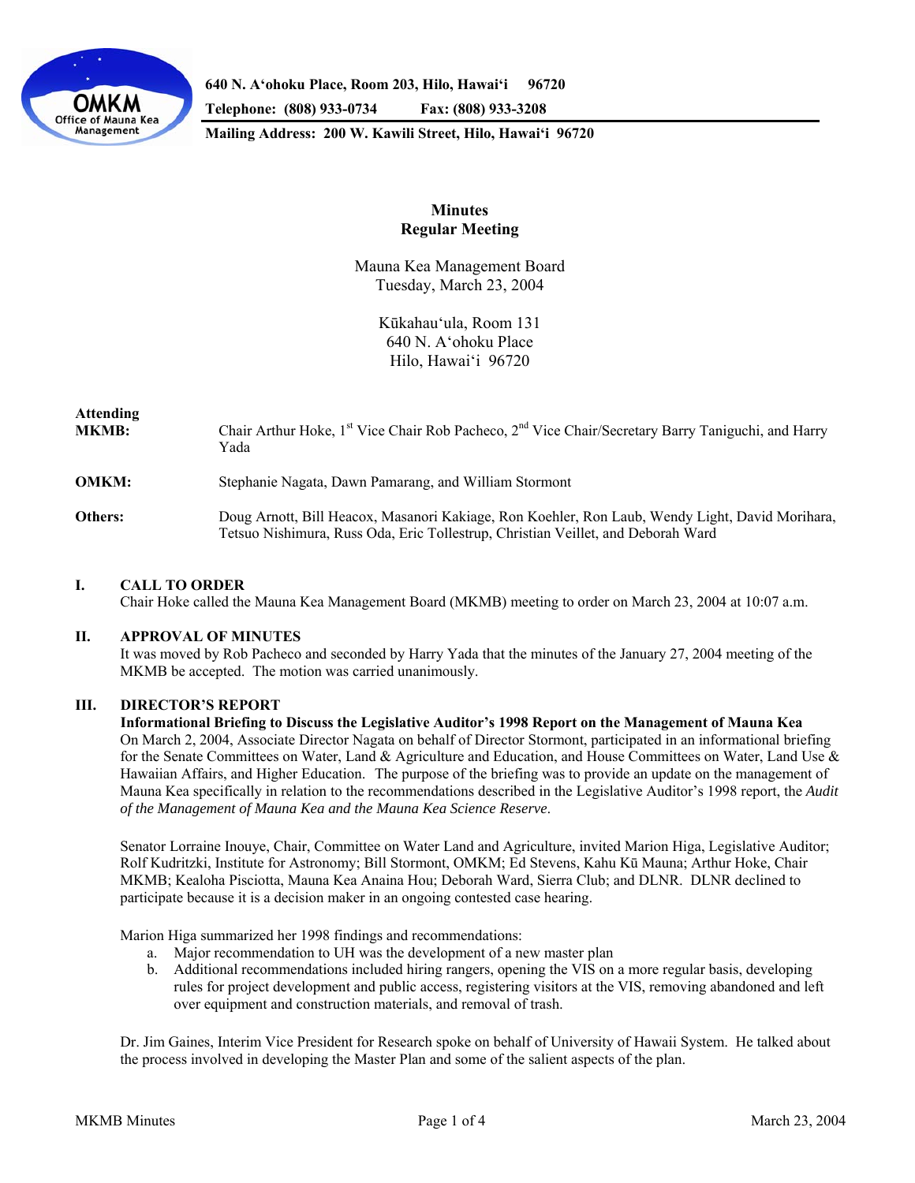640 N. A'ohoku Place, Room 203, Hilo, Hawai'i 96720
Telephone: (808) 933-0734 Fax: (808) 933-3208
Mailing Address: 200 W. Kawili Street, Hilo, Hawai'i 96720

**Minutes**
**Regular Meeting**

Mauna Kea Management Board
Tuesday, March 23, 2004

Kūkahau'ula, Room 131
640 N. A'ohoku Place
Hilo, Hawai'i 96720

**Attending**

**MKMB:** Chair Arthur Hoke, 1st Vice Chair Rob Pacheco, 2nd Vice Chair/Secretary Barry Taniguchi, and Harry Yada

**OMKM:** Stephanie Nagata, Dawn Pamarang, and William Stormont

**Others:** Doug Arnott, Bill Heacox, Masanori Kakiage, Ron Koehler, Ron Laub, Wendy Light, David Morihara, Tetsuo Nishimura, Russ Oda, Eric Tollestrup, Christian Veillet, and Deborah Ward

## I. CALL TO ORDER

Chair Hoke called the Mauna Kea Management Board (MKMB) meeting to order on March 23, 2004 at 10:07 a.m.

## II. APPROVAL OF MINUTES

It was moved by Rob Pacheco and seconded by Harry Yada that the minutes of the January 27, 2004 meeting of the MKMB be accepted. The motion was carried unanimously.

## III. DIRECTOR'S REPORT

**Informational Briefing to Discuss the Legislative Auditor's 1998 Report on the Management of Mauna Kea**

On March 2, 2004, Associate Director Nagata on behalf of Director Stormont, participated in an informational briefing for the Senate Committees on Water, Land & Agriculture and Education, and House Committees on Water, Land Use & Hawaiian Affairs, and Higher Education. The purpose of the briefing was to provide an update on the management of Mauna Kea specifically in relation to the recommendations described in the Legislative Auditor's 1998 report, the *Audit of the Management of Mauna Kea and the Mauna Kea Science Reserve*.

Senator Lorraine Inouye, Chair, Committee on Water Land and Agriculture, invited Marion Higa, Legislative Auditor; Rolf Kudritzki, Institute for Astronomy; Bill Stormont, OMKM; Ed Stevens, Kahu Kū Mauna; Arthur Hoke, Chair MKMB; Kealoha Pisciotta, Mauna Kea Anaina Hou; Deborah Ward, Sierra Club; and DLNR. DLNR declined to participate because it is a decision maker in an ongoing contested case hearing.

Marion Higa summarized her 1998 findings and recommendations:

a. Major recommendation to UH was the development of a new master plan
b. Additional recommendations included hiring rangers, opening the VIS on a more regular basis, developing rules for project development and public access, registering visitors at the VIS, removing abandoned and left over equipment and construction materials, and removal of trash.

Dr. Jim Gaines, Interim Vice President for Research spoke on behalf of University of Hawaii System. He talked about the process involved in developing the Master Plan and some of the salient aspects of the plan.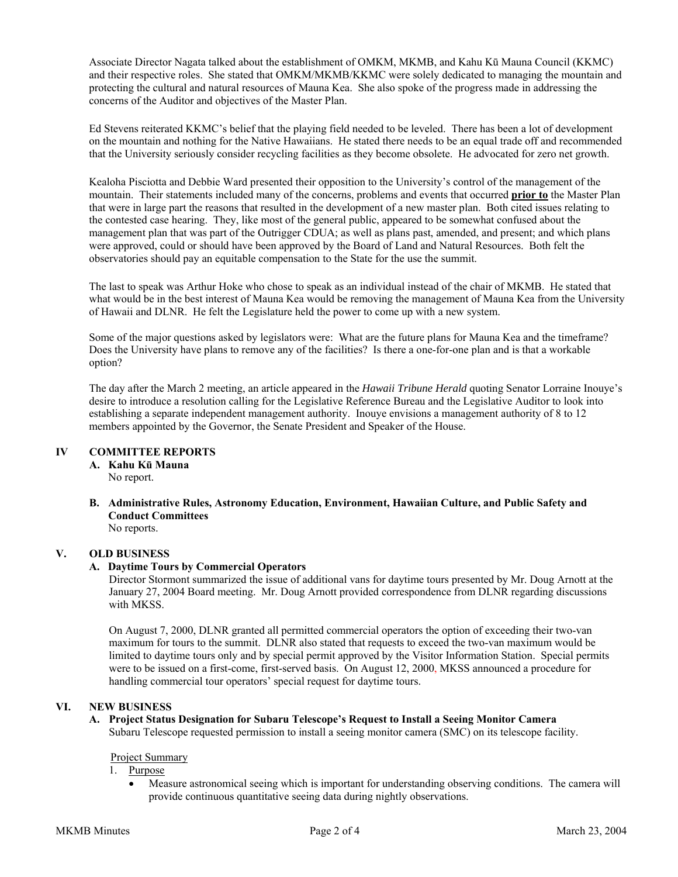Associate Director Nagata talked about the establishment of OMKM, MKMB, and Kahu Kū Mauna Council (KKMC) and their respective roles. She stated that OMKM/MKMB/KKMC were solely dedicated to managing the mountain and protecting the cultural and natural resources of Mauna Kea. She also spoke of the progress made in addressing the concerns of the Auditor and objectives of the Master Plan.

Ed Stevens reiterated KKMC's belief that the playing field needed to be leveled. There has been a lot of development on the mountain and nothing for the Native Hawaiians. He stated there needs to be an equal trade off and recommended that the University seriously consider recycling facilities as they become obsolete. He advocated for zero net growth.

Kealoha Pisciotta and Debbie Ward presented their opposition to the University's control of the management of the mountain. Their statements included many of the concerns, problems and events that occurred **prior to** the Master Plan that were in large part the reasons that resulted in the development of a new master plan. Both cited issues relating to the contested case hearing. They, like most of the general public, appeared to be somewhat confused about the management plan that was part of the Outrigger CDUA; as well as plans past, amended, and present; and which plans were approved, could or should have been approved by the Board of Land and Natural Resources. Both felt the observatories should pay an equitable compensation to the State for the use the summit.

The last to speak was Arthur Hoke who chose to speak as an individual instead of the chair of MKMB. He stated that what would be in the best interest of Mauna Kea would be removing the management of Mauna Kea from the University of Hawaii and DLNR. He felt the Legislature held the power to come up with a new system.

Some of the major questions asked by legislators were: What are the future plans for Mauna Kea and the timeframe? Does the University have plans to remove any of the facilities? Is there a one-for-one plan and is that a workable option?

The day after the March 2 meeting, an article appeared in the *Hawaii Tribune Herald* quoting Senator Lorraine Inouye's desire to introduce a resolution calling for the Legislative Reference Bureau and the Legislative Auditor to look into establishing a separate independent management authority. Inouye envisions a management authority of 8 to 12 members appointed by the Governor, the Senate President and Speaker of the House.

## IV COMMITTEE REPORTS

**A. Kahu Kū Mauna**

No report.

**B. Administrative Rules, Astronomy Education, Environment, Hawaiian Culture, and Public Safety and Conduct Committees**

No reports.

## V. OLD BUSINESS

**A. Daytime Tours by Commercial Operators**

Director Stormont summarized the issue of additional vans for daytime tours presented by Mr. Doug Arnott at the January 27, 2004 Board meeting. Mr. Doug Arnott provided correspondence from DLNR regarding discussions with MKSS.

On August 7, 2000, DLNR granted all permitted commercial operators the option of exceeding their two-van maximum for tours to the summit. DLNR also stated that requests to exceed the two-van maximum would be limited to daytime tours only and by special permit approved by the Visitor Information Station. Special permits were to be issued on a first-come, first-served basis. On August 12, 2000, MKSS announced a procedure for handling commercial tour operators' special request for daytime tours.

## VI. NEW BUSINESS

**A. Project Status Designation for Subaru Telescope's Request to Install a Seeing Monitor Camera**

Subaru Telescope requested permission to install a seeing monitor camera (SMC) on its telescope facility.

Project Summary

1. Purpose
   - Measure astronomical seeing which is important for understanding observing conditions. The camera will provide continuous quantitative seeing data during nightly observations.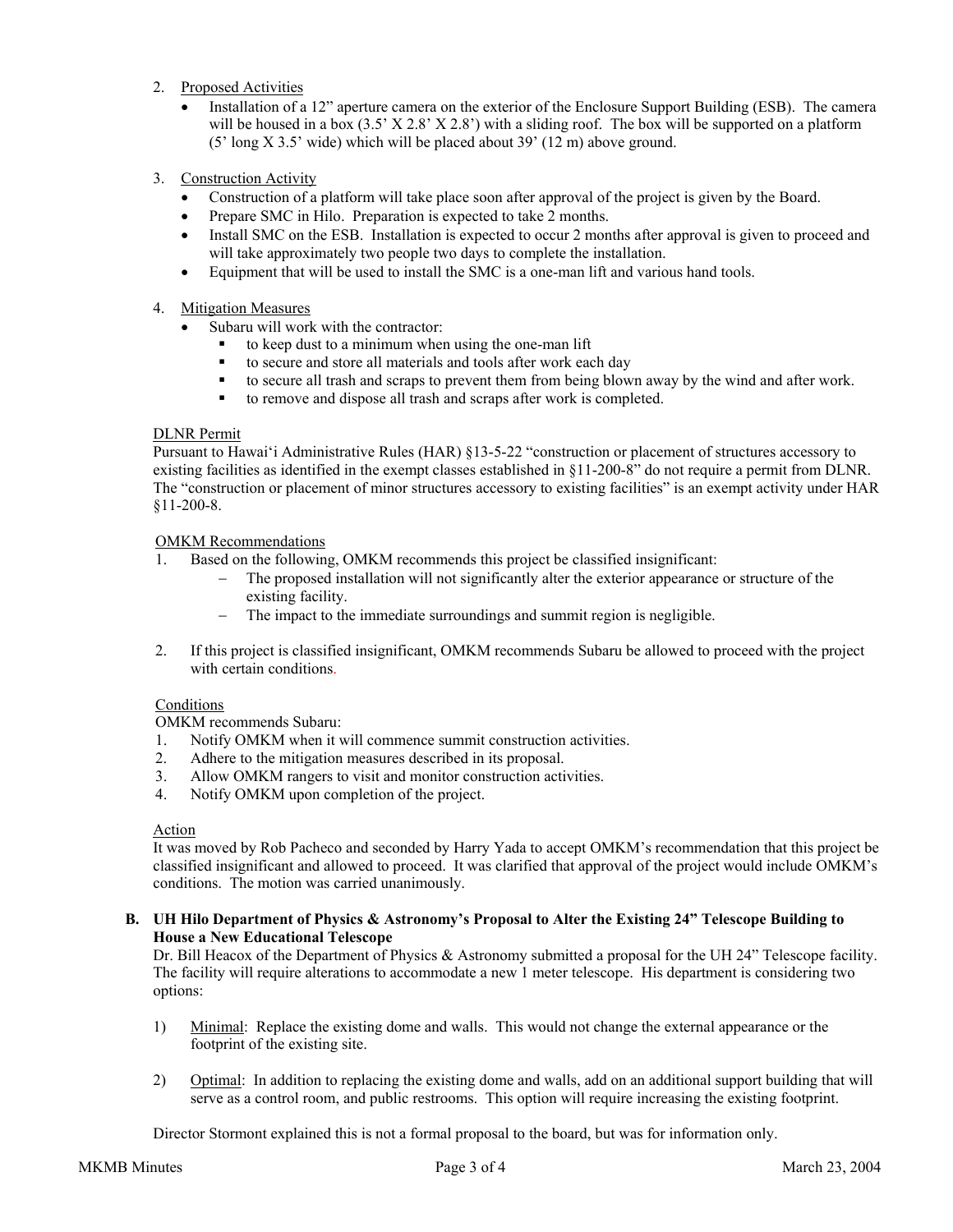2. Proposed Activities
   - Installation of a 12" aperture camera on the exterior of the Enclosure Support Building (ESB). The camera will be housed in a box (3.5' X 2.8' X 2.8') with a sliding roof. The box will be supported on a platform (5' long X 3.5' wide) which will be placed about 39' (12 m) above ground.

3. Construction Activity
   - Construction of a platform will take place soon after approval of the project is given by the Board.
   - Prepare SMC in Hilo. Preparation is expected to take 2 months.
   - Install SMC on the ESB. Installation is expected to occur 2 months after approval is given to proceed and will take approximately two people two days to complete the installation.
   - Equipment that will be used to install the SMC is a one-man lift and various hand tools.

4. Mitigation Measures
   - Subaru will work with the contractor:
     - to keep dust to a minimum when using the one-man lift
     - to secure and store all materials and tools after work each day
     - to secure all trash and scraps to prevent them from being blown away by the wind and after work.
     - to remove and dispose all trash and scraps after work is completed.

DLNR Permit

Pursuant to Hawai'i Administrative Rules (HAR) §13-5-22 "construction or placement of structures accessory to existing facilities as identified in the exempt classes established in §11-200-8" do not require a permit from DLNR. The "construction or placement of minor structures accessory to existing facilities" is an exempt activity under HAR §11-200-8.

OMKM Recommendations

1. Based on the following, OMKM recommends this project be classified insignificant:
   - The proposed installation will not significantly alter the exterior appearance or structure of the existing facility.
   - The impact to the immediate surroundings and summit region is negligible.

2. If this project is classified insignificant, OMKM recommends Subaru be allowed to proceed with the project with certain conditions.

Conditions

OMKM recommends Subaru:

1. Notify OMKM when it will commence summit construction activities.
2. Adhere to the mitigation measures described in its proposal.
3. Allow OMKM rangers to visit and monitor construction activities.
4. Notify OMKM upon completion of the project.

Action

It was moved by Rob Pacheco and seconded by Harry Yada to accept OMKM's recommendation that this project be classified insignificant and allowed to proceed. It was clarified that approval of the project would include OMKM's conditions. The motion was carried unanimously.

**B. UH Hilo Department of Physics & Astronomy's Proposal to Alter the Existing 24" Telescope Building to House a New Educational Telescope**

Dr. Bill Heacox of the Department of Physics & Astronomy submitted a proposal for the UH 24" Telescope facility. The facility will require alterations to accommodate a new 1 meter telescope. His department is considering two options:

1) Minimal: Replace the existing dome and walls. This would not change the external appearance or the footprint of the existing site.

2) Optimal: In addition to replacing the existing dome and walls, add on an additional support building that will serve as a control room, and public restrooms. This option will require increasing the existing footprint.

Director Stormont explained this is not a formal proposal to the board, but was for information only.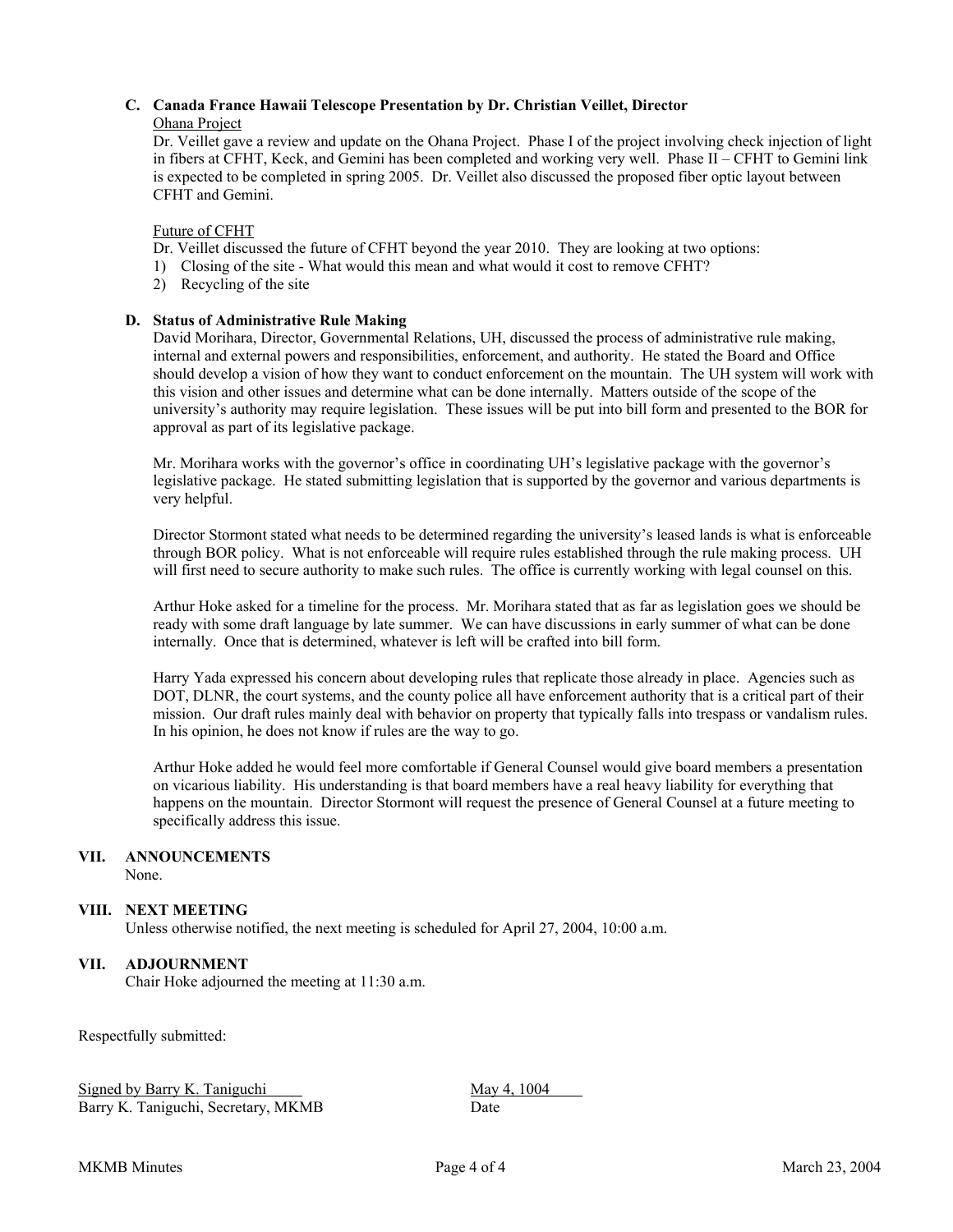**C. Canada France Hawaii Telescope Presentation by Dr. Christian Veillet, Director**

Ohana Project

Dr. Veillet gave a review and update on the Ohana Project. Phase I of the project involving check injection of light in fibers at CFHT, Keck, and Gemini has been completed and working very well. Phase II – CFHT to Gemini link is expected to be completed in spring 2005. Dr. Veillet also discussed the proposed fiber optic layout between CFHT and Gemini.

Future of CFHT

Dr. Veillet discussed the future of CFHT beyond the year 2010. They are looking at two options:

1) Closing of the site - What would this mean and what would it cost to remove CFHT?
2) Recycling of the site

**D. Status of Administrative Rule Making**

David Morihara, Director, Governmental Relations, UH, discussed the process of administrative rule making, internal and external powers and responsibilities, enforcement, and authority. He stated the Board and Office should develop a vision of how they want to conduct enforcement on the mountain. The UH system will work with this vision and other issues and determine what can be done internally. Matters outside of the scope of the university's authority may require legislation. These issues will be put into bill form and presented to the BOR for approval as part of its legislative package.

Mr. Morihara works with the governor's office in coordinating UH's legislative package with the governor's legislative package. He stated submitting legislation that is supported by the governor and various departments is very helpful.

Director Stormont stated what needs to be determined regarding the university's leased lands is what is enforceable through BOR policy. What is not enforceable will require rules established through the rule making process. UH will first need to secure authority to make such rules. The office is currently working with legal counsel on this.

Arthur Hoke asked for a timeline for the process. Mr. Morihara stated that as far as legislation goes we should be ready with some draft language by late summer. We can have discussions in early summer of what can be done internally. Once that is determined, whatever is left will be crafted into bill form.

Harry Yada expressed his concern about developing rules that replicate those already in place. Agencies such as DOT, DLNR, the court systems, and the county police all have enforcement authority that is a critical part of their mission. Our draft rules mainly deal with behavior on property that typically falls into trespass or vandalism rules. In his opinion, he does not know if rules are the way to go.

Arthur Hoke added he would feel more comfortable if General Counsel would give board members a presentation on vicarious liability. His understanding is that board members have a real heavy liability for everything that happens on the mountain. Director Stormont will request the presence of General Counsel at a future meeting to specifically address this issue.

## VII. ANNOUNCEMENTS

None.

## VIII. NEXT MEETING

Unless otherwise notified, the next meeting is scheduled for April 27, 2004, 10:00 a.m.

## VII. ADJOURNMENT

Chair Hoke adjourned the meeting at 11:30 a.m.

Respectfully submitted:

Signed by Barry K. Taniguchi — May 4, 1004

Barry K. Taniguchi, Secretary, MKMB — Date